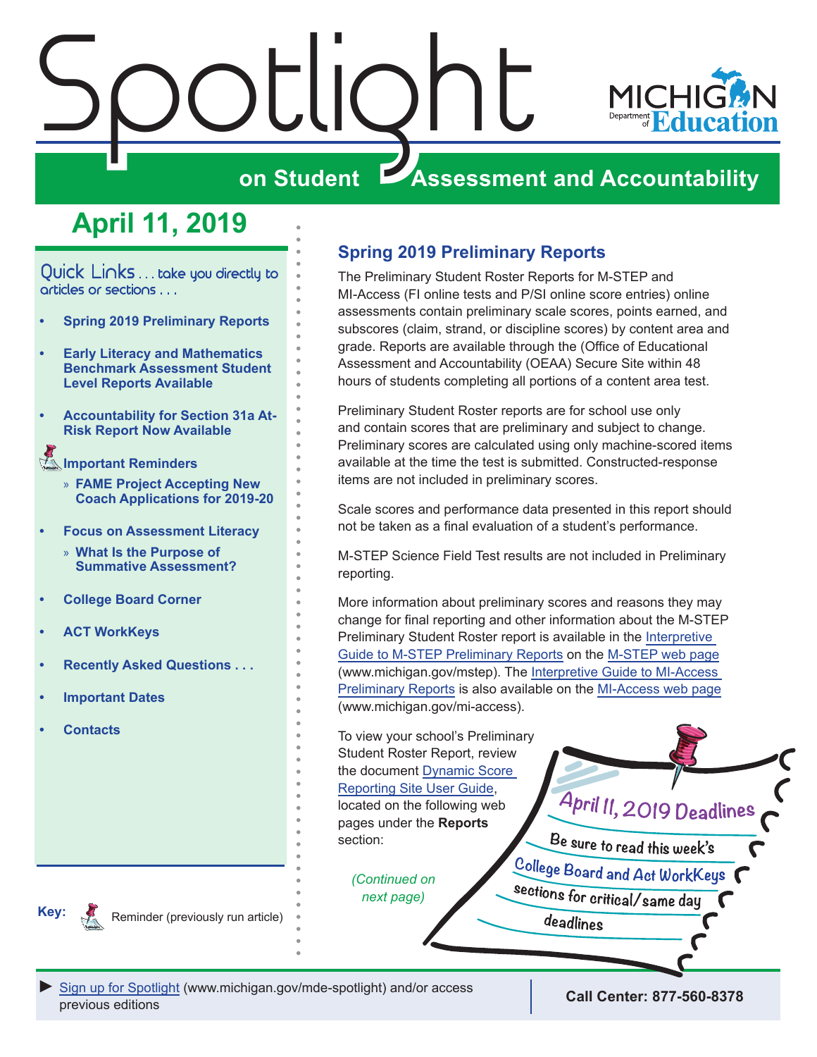# Spotlight on Student Assessment and Accountability

Michigan Department of Education

## April 11, 2019

Quick Links . . . take you directly to articles or sections . . .

- **Spring 2019 Preliminary Reports**
- **Early Literacy and Mathematics Benchmark Assessment Student Level Reports Available**
- **Accountability for Section 31a At-Risk Report Now Available**
- **Important Reminders**
  - **FAME Project Accepting New Coach Applications for 2019-20**
- **Focus on Assessment Literacy**
  - **What Is the Purpose of Summative Assessment?**
- **College Board Corner**
- **ACT WorkKeys**
- **Recently Asked Questions . . .**
- **Important Dates**
- **Contacts**

**Key:** Reminder (previously run article)

## Spring 2019 Preliminary Reports

The Preliminary Student Roster Reports for M-STEP and MI-Access (FI online tests and P/SI online score entries) online assessments contain preliminary scale scores, points earned, and subscores (claim, strand, or discipline scores) by content area and grade. Reports are available through the (Office of Educational Assessment and Accountability (OEAA) Secure Site within 48 hours of students completing all portions of a content area test.

Preliminary Student Roster reports are for school use only and contain scores that are preliminary and subject to change. Preliminary scores are calculated using only machine-scored items available at the time the test is submitted. Constructed-response items are not included in preliminary scores.

Scale scores and performance data presented in this report should not be taken as a final evaluation of a student's performance.

M-STEP Science Field Test results are not included in Preliminary reporting.

More information about preliminary scores and reasons they may change for final reporting and other information about the M-STEP Preliminary Student Roster report is available in the Interpretive Guide to M-STEP Preliminary Reports on the M-STEP web page (www.michigan.gov/mstep). The Interpretive Guide to MI-Access Preliminary Reports is also available on the MI-Access web page (www.michigan.gov/mi-access).

To view your school's Preliminary Student Roster Report, review the document Dynamic Score Reporting Site User Guide, located on the following web pages under the **Reports** section:

*(Continued on next page)*

**April 11, 2019 Deadlines**

Be sure to read this week's College Board and Act WorkKeys sections for critical/same day deadlines

► Sign up for Spotlight (www.michigan.gov/mde-spotlight) and/or access previous editions

**Call Center: 877-560-8378**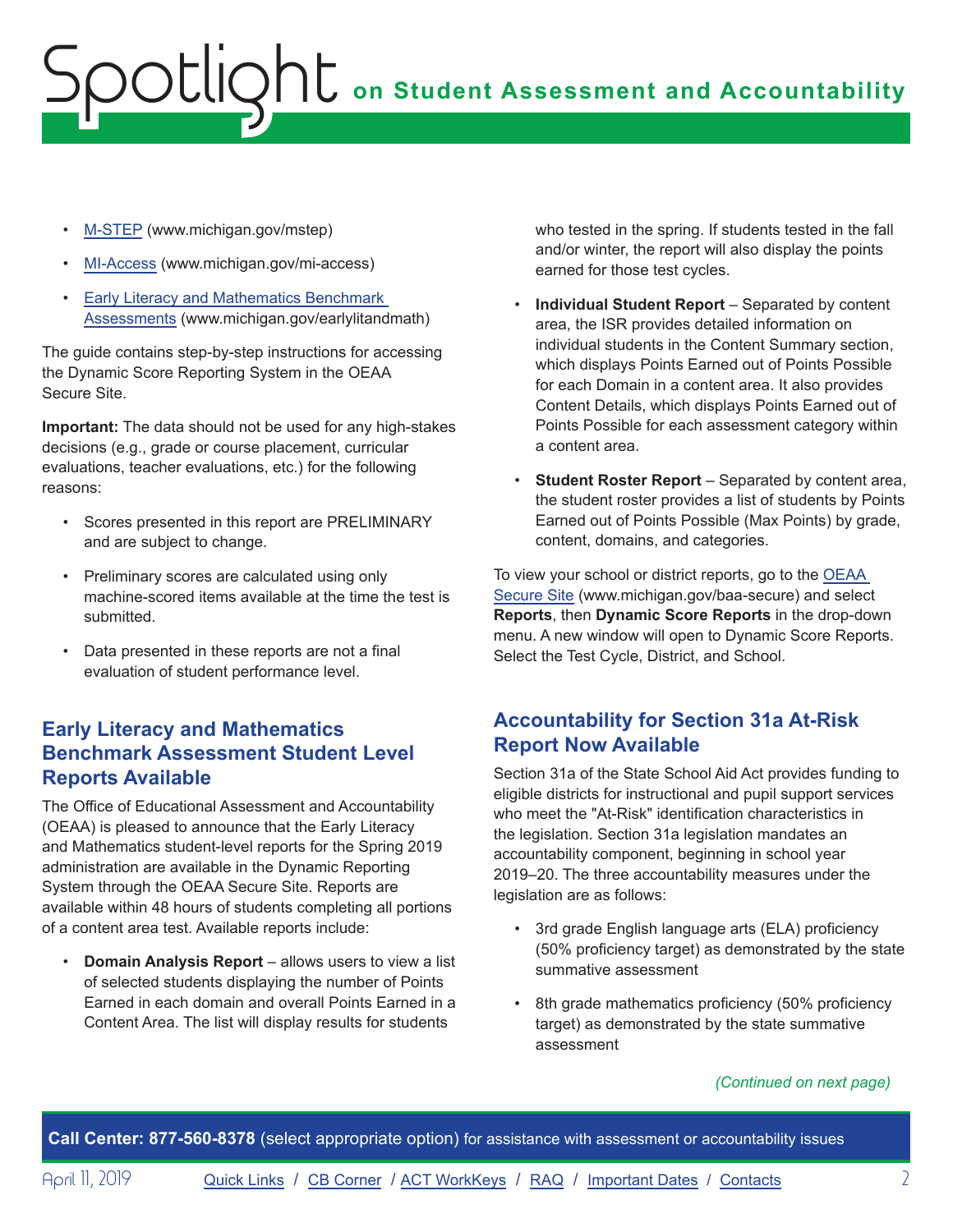- [M-STEP](www.michigan.gov/mstep) (www.michigan.gov/mstep)
- [MI-Access](www.michigan.gov/mi-access) (www.michigan.gov/mi-access)
- [Early Literacy and Mathematics Benchmark Assessments](www.michigan.gov/earlylitandmath) (www.michigan.gov/earlylitandmath)

The guide contains step-by-step instructions for accessing the Dynamic Score Reporting System in the OEAA Secure Site.

**Important:** The data should not be used for any high-stakes decisions (e.g., grade or course placement, curricular evaluations, teacher evaluations, etc.) for the following reasons:

- Scores presented in this report are PRELIMINARY and are subject to change.
- Preliminary scores are calculated using only machine-scored items available at the time the test is submitted.
- Data presented in these reports are not a final evaluation of student performance level.

## Early Literacy and Mathematics Benchmark Assessment Student Level Reports Available

The Office of Educational Assessment and Accountability (OEAA) is pleased to announce that the Early Literacy and Mathematics student-level reports for the Spring 2019 administration are available in the Dynamic Reporting System through the OEAA Secure Site. Reports are available within 48 hours of students completing all portions of a content area test. Available reports include:

- **Domain Analysis Report** – allows users to view a list of selected students displaying the number of Points Earned in each domain and overall Points Earned in a Content Area. The list will display results for students who tested in the spring. If students tested in the fall and/or winter, the report will also display the points earned for those test cycles.
- **Individual Student Report** – Separated by content area, the ISR provides detailed information on individual students in the Content Summary section, which displays Points Earned out of Points Possible for each Domain in a content area. It also provides Content Details, which displays Points Earned out of Points Possible for each assessment category within a content area.
- **Student Roster Report** – Separated by content area, the student roster provides a list of students by Points Earned out of Points Possible (Max Points) by grade, content, domains, and categories.

To view your school or district reports, go to the [OEAA Secure Site](www.michigan.gov/baa-secure) (www.michigan.gov/baa-secure) and select **Reports**, then **Dynamic Score Reports** in the drop-down menu. A new window will open to Dynamic Score Reports. Select the Test Cycle, District, and School.

## Accountability for Section 31a At-Risk Report Now Available

Section 31a of the State School Aid Act provides funding to eligible districts for instructional and pupil support services who meet the "At-Risk" identification characteristics in the legislation. Section 31a legislation mandates an accountability component, beginning in school year 2019–20. The three accountability measures under the legislation are as follows:

- 3rd grade English language arts (ELA) proficiency (50% proficiency target) as demonstrated by the state summative assessment
- 8th grade mathematics proficiency (50% proficiency target) as demonstrated by the state summative assessment

*(Continued on next page)*

**Call Center: 877-560-8378** (select appropriate option) for assistance with assessment or accountability issues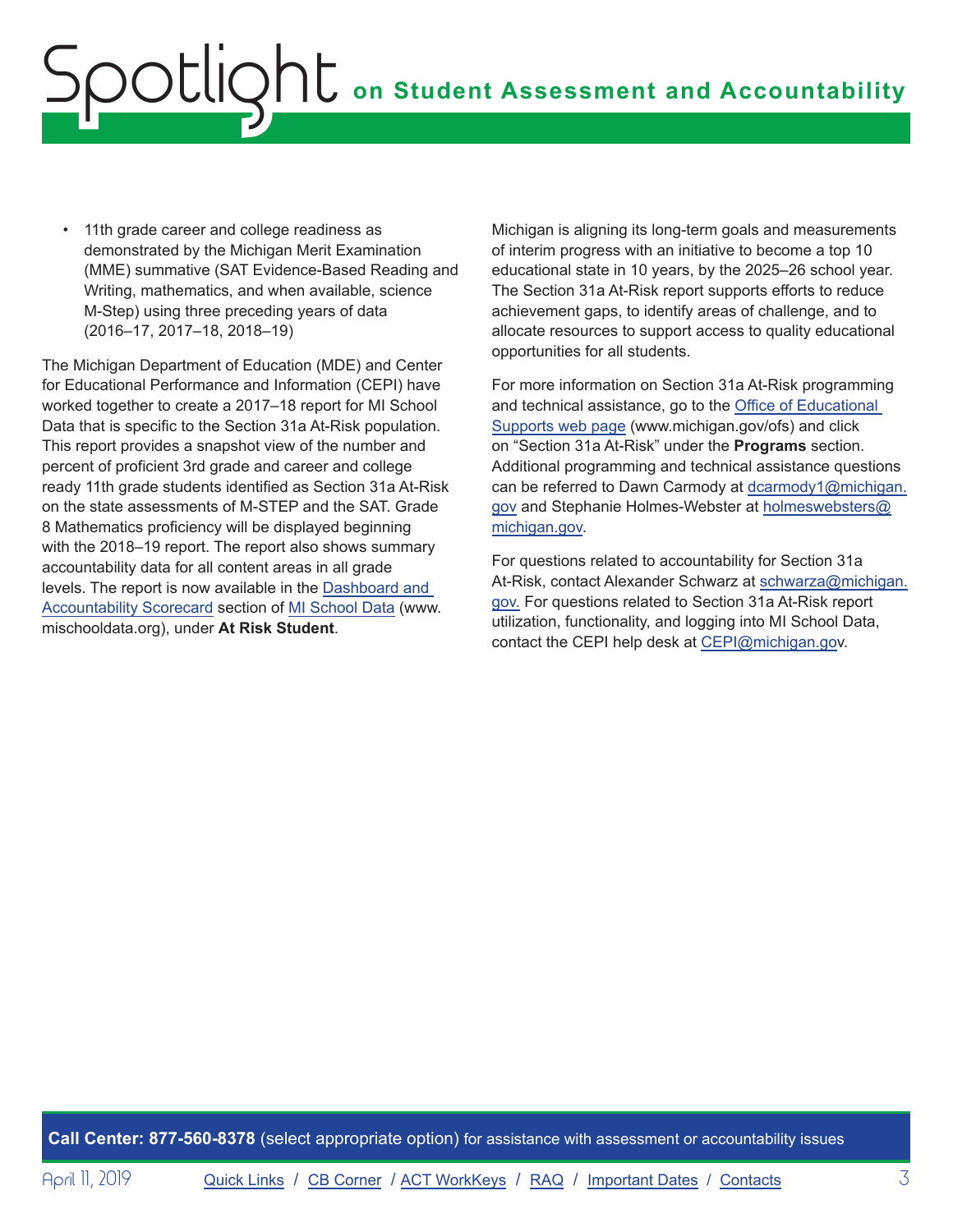- 11th grade career and college readiness as demonstrated by the Michigan Merit Examination (MME) summative (SAT Evidence-Based Reading and Writing, mathematics, and when available, science M-Step) using three preceding years of data (2016–17, 2017–18, 2018–19)

The Michigan Department of Education (MDE) and Center for Educational Performance and Information (CEPI) have worked together to create a 2017–18 report for MI School Data that is specific to the Section 31a At-Risk population. This report provides a snapshot view of the number and percent of proficient 3rd grade and career and college ready 11th grade students identified as Section 31a At-Risk on the state assessments of M-STEP and the SAT. Grade 8 Mathematics proficiency will be displayed beginning with the 2018–19 report. The report also shows summary accountability data for all content areas in all grade levels. The report is now available in the Dashboard and Accountability Scorecard section of MI School Data (www.mischooldata.org), under **At Risk Student**.

Michigan is aligning its long-term goals and measurements of interim progress with an initiative to become a top 10 educational state in 10 years, by the 2025–26 school year. The Section 31a At-Risk report supports efforts to reduce achievement gaps, to identify areas of challenge, and to allocate resources to support access to quality educational opportunities for all students.

For more information on Section 31a At-Risk programming and technical assistance, go to the Office of Educational Supports web page (www.michigan.gov/ofs) and click on "Section 31a At-Risk" under the **Programs** section. Additional programming and technical assistance questions can be referred to Dawn Carmody at dcarmody1@michigan.gov and Stephanie Holmes-Webster at holmeswebsters@michigan.gov.

For questions related to accountability for Section 31a At-Risk, contact Alexander Schwarz at schwarza@michigan.gov. For questions related to Section 31a At-Risk report utilization, functionality, and logging into MI School Data, contact the CEPI help desk at CEPI@michigan.gov.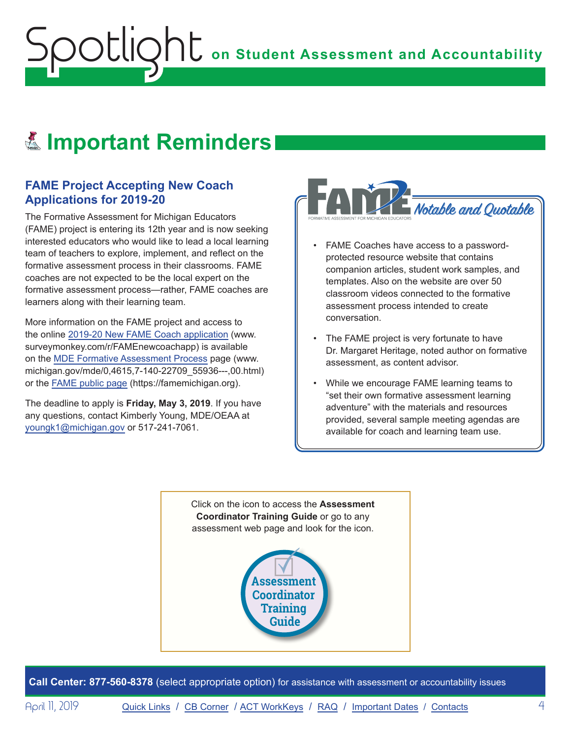# Important Reminders

## FAME Project Accepting New Coach Applications for 2019-20

The Formative Assessment for Michigan Educators (FAME) project is entering its 12th year and is now seeking interested educators who would like to lead a local learning team of teachers to explore, implement, and reflect on the formative assessment process in their classrooms. FAME coaches are not expected to be the local expert on the formative assessment process—rather, FAME coaches are learners along with their learning team.

More information on the FAME project and access to the online 2019-20 New FAME Coach application (www.surveymonkey.com/r/FAMEnewcoachapp) is available on the MDE Formative Assessment Process page (www.michigan.gov/mde/0,4615,7-140-22709_55936---,00.html) or the FAME public page (https://famemichigan.org).

The deadline to apply is **Friday, May 3, 2019**. If you have any questions, contact Kimberly Young, MDE/OEAA at youngk1@michigan.gov or 517-241-7061.

### FAME Notable and Quotable

FORMATIVE ASSESSMENT FOR MICHIGAN EDUCATORS

- FAME Coaches have access to a password-protected resource website that contains companion articles, student work samples, and templates. Also on the website are over 50 classroom videos connected to the formative assessment process intended to create conversation.
- The FAME project is very fortunate to have Dr. Margaret Heritage, noted author on formative assessment, as content advisor.
- While we encourage FAME learning teams to "set their own formative assessment learning adventure" with the materials and resources provided, several sample meeting agendas are available for coach and learning team use.

Click on the icon to access the **Assessment Coordinator Training Guide** or go to any assessment web page and look for the icon.

Assessment Coordinator Training Guide

**Call Center: 877-560-8378** (select appropriate option) for assistance with assessment or accountability issues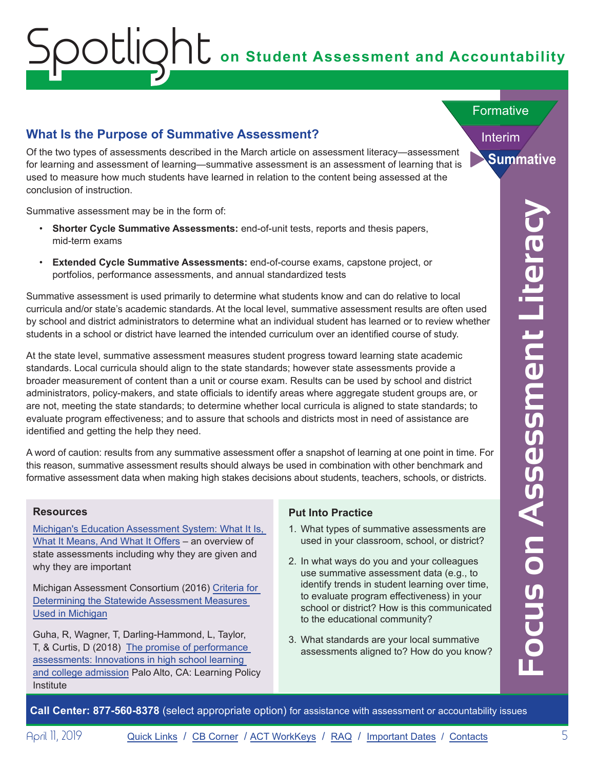# Spotlight on Student Assessment and Accountability

Formative

Interim

Summative

**Focus on Assessment Literacy**

## What Is the Purpose of Summative Assessment?

Of the two types of assessments described in the March article on assessment literacy—assessment for learning and assessment of learning—summative assessment is an assessment of learning that is used to measure how much students have learned in relation to the content being assessed at the conclusion of instruction.

Summative assessment may be in the form of:

- **Shorter Cycle Summative Assessments:** end-of-unit tests, reports and thesis papers, mid-term exams
- **Extended Cycle Summative Assessments:** end-of-course exams, capstone project, or portfolios, performance assessments, and annual standardized tests

Summative assessment is used primarily to determine what students know and can do relative to local curricula and/or state's academic standards. At the local level, summative assessment results are often used by school and district administrators to determine what an individual student has learned or to review whether students in a school or district have learned the intended curriculum over an identified course of study.

At the state level, summative assessment measures student progress toward learning state academic standards. Local curricula should align to the state standards; however state assessments provide a broader measurement of content than a unit or course exam. Results can be used by school and district administrators, policy-makers, and state officials to identify areas where aggregate student groups are, or are not, meeting the state standards; to determine whether local curricula is aligned to state standards; to evaluate program effectiveness; and to assure that schools and districts most in need of assistance are identified and getting the help they need.

A word of caution: results from any summative assessment offer a snapshot of learning at one point in time. For this reason, summative assessment results should always be used in combination with other benchmark and formative assessment data when making high stakes decisions about students, teachers, schools, or districts.

### Resources

Michigan's Education Assessment System: What It Is, What It Means, And What It Offers – an overview of state assessments including why they are given and why they are important

Michigan Assessment Consortium (2016) Criteria for Determining the Statewide Assessment Measures Used in Michigan

Guha, R, Wagner, T, Darling-Hammond, L, Taylor, T, & Curtis, D (2018) The promise of performance assessments: Innovations in high school learning and college admission Palo Alto, CA: Learning Policy Institute

### Put Into Practice

1. What types of summative assessments are used in your classroom, school, or district?
2. In what ways do you and your colleagues use summative assessment data (e.g., to identify trends in student learning over time, to evaluate program effectiveness) in your school or district? How is this communicated to the educational community?
3. What standards are your local summative assessments aligned to? How do you know?

**Call Center: 877-560-8378** (select appropriate option) for assistance with assessment or accountability issues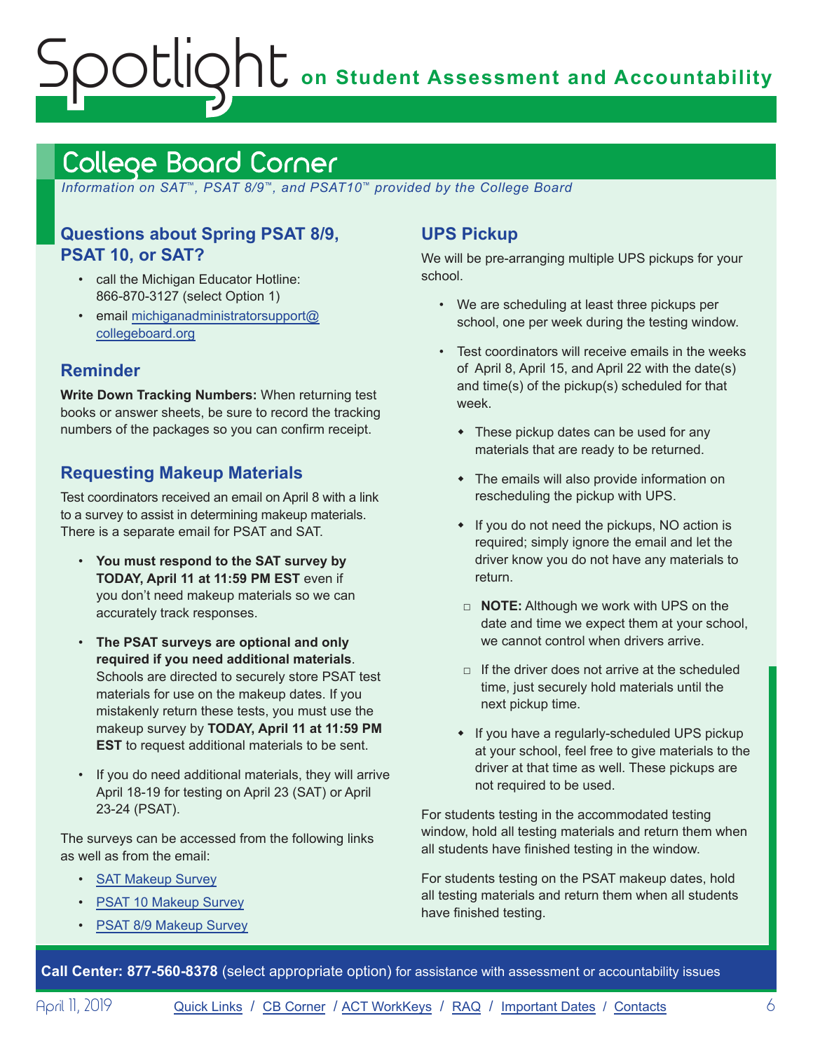## College Board Corner

*Information on SAT™, PSAT 8/9™, and PSAT10™ provided by the College Board*

### Questions about Spring PSAT 8/9, PSAT 10, or SAT?

- call the Michigan Educator Hotline: 866-870-3127 (select Option 1)
- email michiganadministratorsupport@collegeboard.org

### Reminder

**Write Down Tracking Numbers:** When returning test books or answer sheets, be sure to record the tracking numbers of the packages so you can confirm receipt.

### Requesting Makeup Materials

Test coordinators received an email on April 8 with a link to a survey to assist in determining makeup materials. There is a separate email for PSAT and SAT.

- **You must respond to the SAT survey by TODAY, April 11 at 11:59 PM EST** even if you don't need makeup materials so we can accurately track responses.
- **The PSAT surveys are optional and only required if you need additional materials**. Schools are directed to securely store PSAT test materials for use on the makeup dates. If you mistakenly return these tests, you must use the makeup survey by **TODAY, April 11 at 11:59 PM EST** to request additional materials to be sent.
- If you do need additional materials, they will arrive April 18-19 for testing on April 23 (SAT) or April 23-24 (PSAT).

The surveys can be accessed from the following links as well as from the email:

- SAT Makeup Survey
- PSAT 10 Makeup Survey
- PSAT 8/9 Makeup Survey

### UPS Pickup

We will be pre-arranging multiple UPS pickups for your school.

- We are scheduling at least three pickups per school, one per week during the testing window.
- Test coordinators will receive emails in the weeks of April 8, April 15, and April 22 with the date(s) and time(s) of the pickup(s) scheduled for that week.
  - These pickup dates can be used for any materials that are ready to be returned.
  - The emails will also provide information on rescheduling the pickup with UPS.
  - If you do not need the pickups, NO action is required; simply ignore the email and let the driver know you do not have any materials to return.
    - **NOTE:** Although we work with UPS on the date and time we expect them at your school, we cannot control when drivers arrive.
    - If the driver does not arrive at the scheduled time, just securely hold materials until the next pickup time.
  - If you have a regularly-scheduled UPS pickup at your school, feel free to give materials to the driver at that time as well. These pickups are not required to be used.

For students testing in the accommodated testing window, hold all testing materials and return them when all students have finished testing in the window.

For students testing on the PSAT makeup dates, hold all testing materials and return them when all students have finished testing.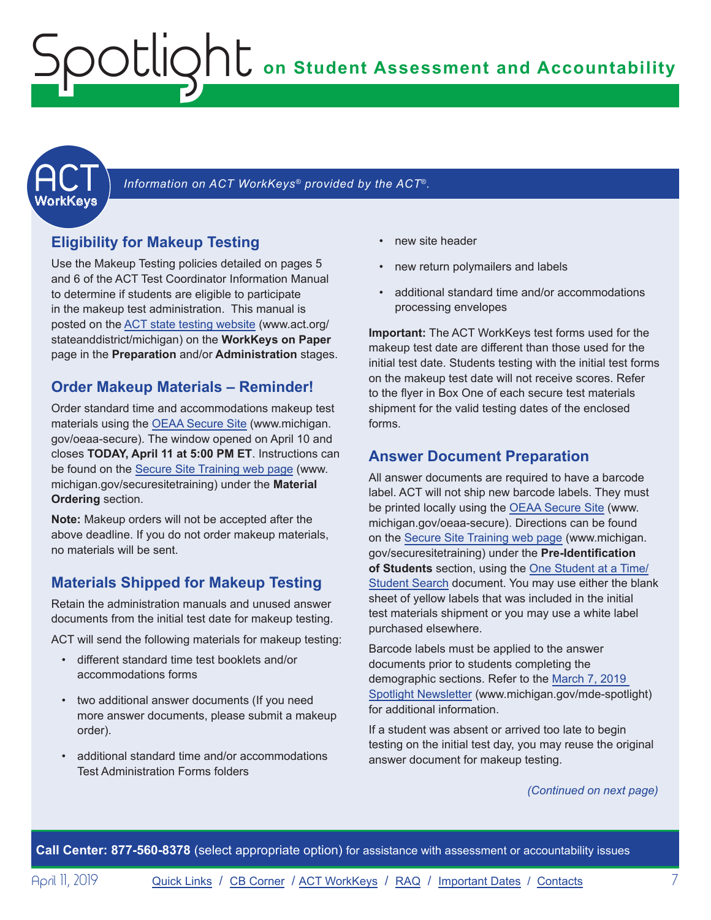*Information on ACT WorkKeys® provided by the ACT®.*

## Eligibility for Makeup Testing

Use the Makeup Testing policies detailed on pages 5 and 6 of the ACT Test Coordinator Information Manual to determine if students are eligible to participate in the makeup test administration. This manual is posted on the ACT state testing website (www.act.org/stateanddistrict/michigan) on the **WorkKeys on Paper** page in the **Preparation** and/or **Administration** stages.

## Order Makeup Materials – Reminder!

Order standard time and accommodations makeup test materials using the OEAA Secure Site (www.michigan.gov/oeaa-secure). The window opened on April 10 and closes **TODAY, April 11 at 5:00 PM ET**. Instructions can be found on the Secure Site Training web page (www.michigan.gov/securesitetraining) under the **Material Ordering** section.

**Note:** Makeup orders will not be accepted after the above deadline. If you do not order makeup materials, no materials will be sent.

## Materials Shipped for Makeup Testing

Retain the administration manuals and unused answer documents from the initial test date for makeup testing.

ACT will send the following materials for makeup testing:

- different standard time test booklets and/or accommodations forms
- two additional answer documents (If you need more answer documents, please submit a makeup order).
- additional standard time and/or accommodations Test Administration Forms folders
- new site header
- new return polymailers and labels
- additional standard time and/or accommodations processing envelopes

**Important:** The ACT WorkKeys test forms used for the makeup test date are different than those used for the initial test date. Students testing with the initial test forms on the makeup test date will not receive scores. Refer to the flyer in Box One of each secure test materials shipment for the valid testing dates of the enclosed forms.

## Answer Document Preparation

All answer documents are required to have a barcode label. ACT will not ship new barcode labels. They must be printed locally using the OEAA Secure Site (www.michigan.gov/oeaa-secure). Directions can be found on the Secure Site Training web page (www.michigan.gov/securesitetraining) under the **Pre-Identification of Students** section, using the One Student at a Time/Student Search document. You may use either the blank sheet of yellow labels that was included in the initial test materials shipment or you may use a white label purchased elsewhere.

Barcode labels must be applied to the answer documents prior to students completing the demographic sections. Refer to the March 7, 2019 Spotlight Newsletter (www.michigan.gov/mde-spotlight) for additional information.

If a student was absent or arrived too late to begin testing on the initial test day, you may reuse the original answer document for makeup testing.

*(Continued on next page)*

**Call Center: 877-560-8378** (select appropriate option) for assistance with assessment or accountability issues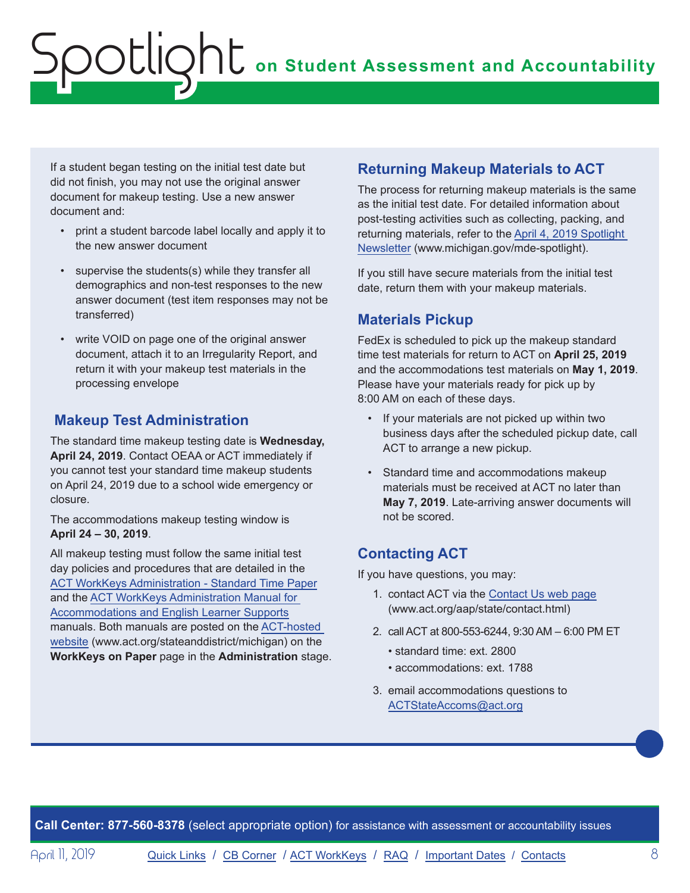If a student began testing on the initial test date but did not finish, you may not use the original answer document for makeup testing. Use a new answer document and:

- print a student barcode label locally and apply it to the new answer document
- supervise the students(s) while they transfer all demographics and non-test responses to the new answer document (test item responses may not be transferred)
- write VOID on page one of the original answer document, attach it to an Irregularity Report, and return it with your makeup test materials in the processing envelope

## Makeup Test Administration

The standard time makeup testing date is **Wednesday, April 24, 2019**. Contact OEAA or ACT immediately if you cannot test your standard time makeup students on April 24, 2019 due to a school wide emergency or closure.

The accommodations makeup testing window is **April 24 – 30, 2019**.

All makeup testing must follow the same initial test day policies and procedures that are detailed in the ACT WorkKeys Administration - Standard Time Paper and the ACT WorkKeys Administration Manual for Accommodations and English Learner Supports manuals. Both manuals are posted on the ACT-hosted website (www.act.org/stateanddistrict/michigan) on the **WorkKeys on Paper** page in the **Administration** stage.

## Returning Makeup Materials to ACT

The process for returning makeup materials is the same as the initial test date. For detailed information about post-testing activities such as collecting, packing, and returning materials, refer to the April 4, 2019 Spotlight Newsletter (www.michigan.gov/mde-spotlight).

If you still have secure materials from the initial test date, return them with your makeup materials.

## Materials Pickup

FedEx is scheduled to pick up the makeup standard time test materials for return to ACT on **April 25, 2019** and the accommodations test materials on **May 1, 2019**. Please have your materials ready for pick up by 8:00 AM on each of these days.

- If your materials are not picked up within two business days after the scheduled pickup date, call ACT to arrange a new pickup.
- Standard time and accommodations makeup materials must be received at ACT no later than **May 7, 2019**. Late-arriving answer documents will not be scored.

## Contacting ACT

If you have questions, you may:

1. contact ACT via the Contact Us web page (www.act.org/aap/state/contact.html)
2. call ACT at 800-553-6244, 9:30 AM – 6:00 PM ET
   - standard time: ext. 2800
   - accommodations: ext. 1788
3. email accommodations questions to ACTStateAccoms@act.org

**Call Center: 877-560-8378** (select appropriate option) for assistance with assessment or accountability issues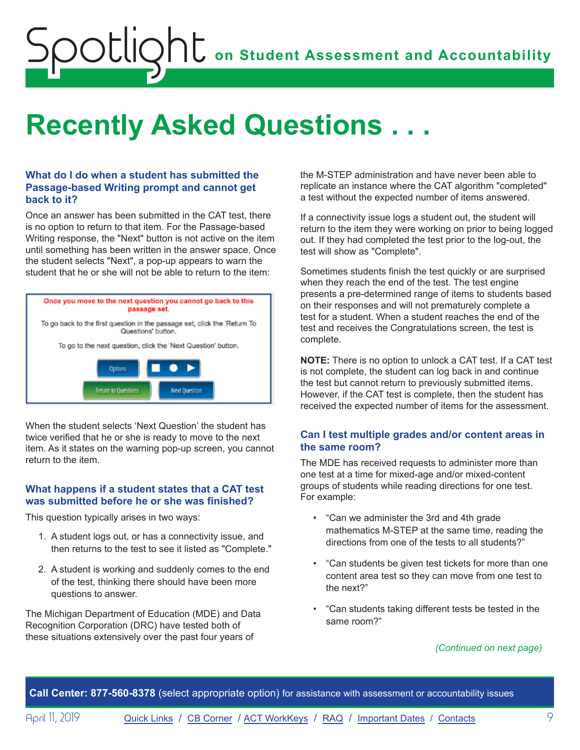# Recently Asked Questions . . .

### What do I do when a student has submitted the Passage-based Writing prompt and cannot get back to it?

Once an answer has been submitted in the CAT test, there is no option to return to that item. For the Passage-based Writing response, the "Next" button is not active on the item until something has been written in the answer space. Once the student selects "Next", a pop-up appears to warn the student that he or she will not be able to return to the item:

Once you move to the next question you cannot go back to this passage set.

To go back to the first question in the passage set, click the 'Return To Questions' button.

To go to the next question, click the 'Next Question' button.

Options | Return to Questions | Next Question

When the student selects 'Next Question' the student has twice verified that he or she is ready to move to the next item. As it states on the warning pop-up screen, you cannot return to the item.

### What happens if a student states that a CAT test was submitted before he or she was finished?

This question typically arises in two ways:

1. A student logs out, or has a connectivity issue, and then returns to the test to see it listed as "Complete."
2. A student is working and suddenly comes to the end of the test, thinking there should have been more questions to answer.

The Michigan Department of Education (MDE) and Data Recognition Corporation (DRC) have tested both of these situations extensively over the past four years of the M-STEP administration and have never been able to replicate an instance where the CAT algorithm "completed" a test without the expected number of items answered.

If a connectivity issue logs a student out, the student will return to the item they were working on prior to being logged out. If they had completed the test prior to the log-out, the test will show as "Complete".

Sometimes students finish the test quickly or are surprised when they reach the end of the test. The test engine presents a pre-determined range of items to students based on their responses and will not prematurely complete a test for a student. When a student reaches the end of the test and receives the Congratulations screen, the test is complete.

**NOTE:** There is no option to unlock a CAT test. If a CAT test is not complete, the student can log back in and continue the test but cannot return to previously submitted items. However, if the CAT test is complete, then the student has received the expected number of items for the assessment.

### Can I test multiple grades and/or content areas in the same room?

The MDE has received requests to administer more than one test at a time for mixed-age and/or mixed-content groups of students while reading directions for one test. For example:

- "Can we administer the 3rd and 4th grade mathematics M-STEP at the same time, reading the directions from one of the tests to all students?"
- "Can students be given test tickets for more than one content area test so they can move from one test to the next?"
- "Can students taking different tests be tested in the same room?"

*(Continued on next page)*

**Call Center: 877-560-8378** (select appropriate option) for assistance with assessment or accountability issues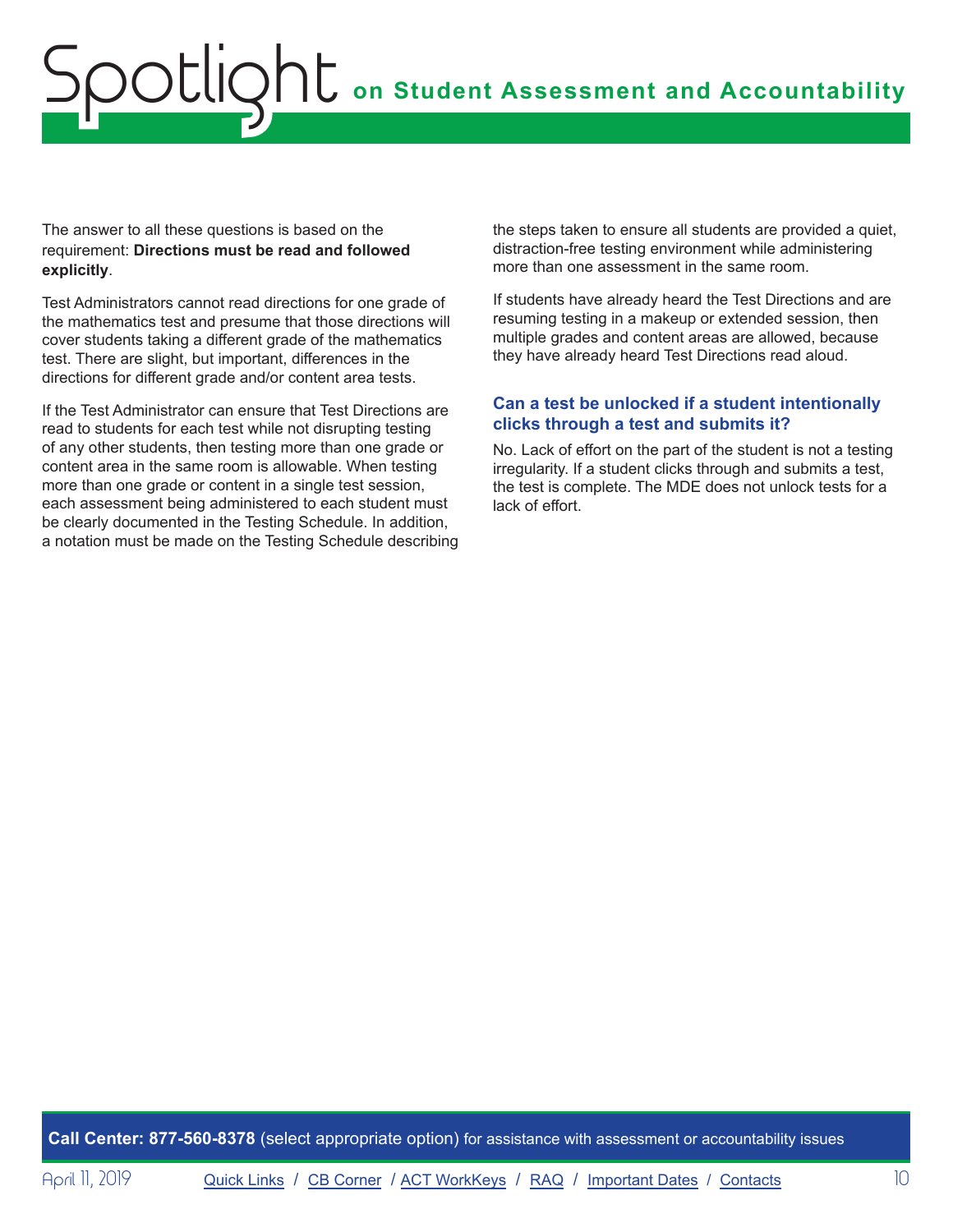The answer to all these questions is based on the requirement: **Directions must be read and followed explicitly**.

Test Administrators cannot read directions for one grade of the mathematics test and presume that those directions will cover students taking a different grade of the mathematics test. There are slight, but important, differences in the directions for different grade and/or content area tests.

If the Test Administrator can ensure that Test Directions are read to students for each test while not disrupting testing of any other students, then testing more than one grade or content area in the same room is allowable. When testing more than one grade or content in a single test session, each assessment being administered to each student must be clearly documented in the Testing Schedule. In addition, a notation must be made on the Testing Schedule describing the steps taken to ensure all students are provided a quiet, distraction-free testing environment while administering more than one assessment in the same room.

If students have already heard the Test Directions and are resuming testing in a makeup or extended session, then multiple grades and content areas are allowed, because they have already heard Test Directions read aloud.

### Can a test be unlocked if a student intentionally clicks through a test and submits it?

No. Lack of effort on the part of the student is not a testing irregularity. If a student clicks through and submits a test, the test is complete. The MDE does not unlock tests for a lack of effort.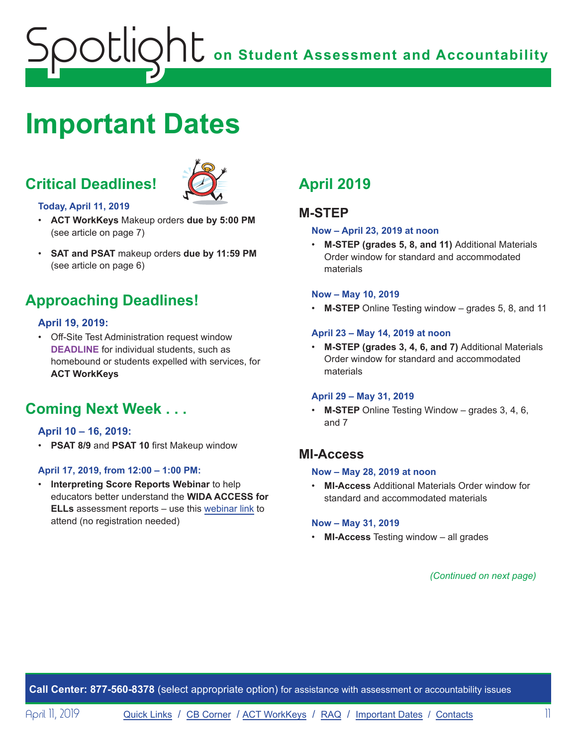# Important Dates

## Critical Deadlines!

**Today, April 11, 2019**

- **ACT WorkKeys** Makeup orders **due by 5:00 PM** (see article on page 7)
- **SAT and PSAT** makeup orders **due by 11:59 PM** (see article on page 6)

## Approaching Deadlines!

**April 19, 2019:**

- Off-Site Test Administration request window **DEADLINE** for individual students, such as homebound or students expelled with services, for **ACT WorkKeys**

## Coming Next Week . . .

**April 10 – 16, 2019:**

- **PSAT 8/9** and **PSAT 10** first Makeup window

**April 17, 2019, from 12:00 – 1:00 PM:**

- **Interpreting Score Reports Webinar** to help educators better understand the **WIDA ACCESS for ELLs** assessment reports – use this webinar link to attend (no registration needed)

## April 2019

### M-STEP

**Now – April 23, 2019 at noon**

- **M-STEP (grades 5, 8, and 11)** Additional Materials Order window for standard and accommodated materials

**Now – May 10, 2019**

- **M-STEP** Online Testing window – grades 5, 8, and 11

**April 23 – May 14, 2019 at noon**

- **M-STEP (grades 3, 4, 6, and 7)** Additional Materials Order window for standard and accommodated materials

**April 29 – May 31, 2019**

- **M-STEP** Online Testing Window – grades 3, 4, 6, and 7

### MI-Access

**Now – May 28, 2019 at noon**

- **MI-Access** Additional Materials Order window for standard and accommodated materials

**Now – May 31, 2019**

- **MI-Access** Testing window – all grades

*(Continued on next page)*

**Call Center: 877-560-8378** (select appropriate option) for assistance with assessment or accountability issues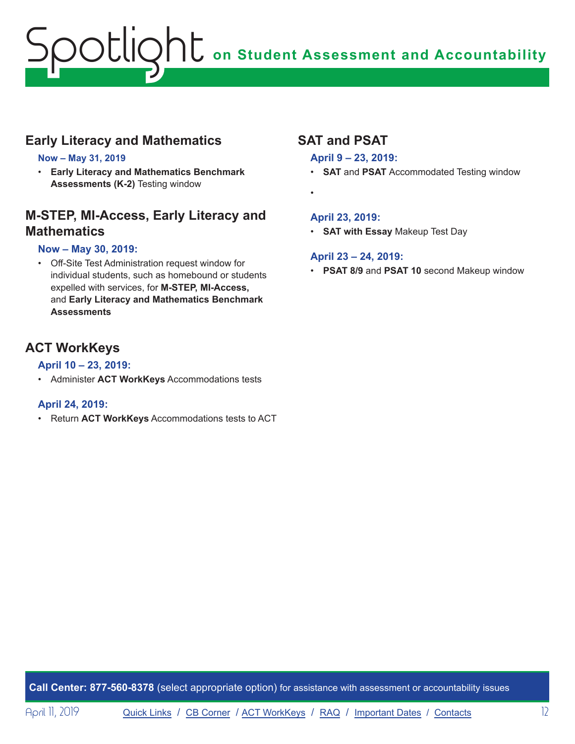# Spotlight on Student Assessment and Accountability

## Early Literacy and Mathematics

### Now – May 31, 2019

- **Early Literacy and Mathematics Benchmark Assessments (K-2)** Testing window

## M-STEP, MI-Access, Early Literacy and Mathematics

### Now – May 30, 2019:

- Off-Site Test Administration request window for individual students, such as homebound or students expelled with services, for **M-STEP, MI-Access,** and **Early Literacy and Mathematics Benchmark Assessments**

## ACT WorkKeys

### April 10 – 23, 2019:

- Administer **ACT WorkKeys** Accommodations tests

### April 24, 2019:

- Return **ACT WorkKeys** Accommodations tests to ACT

## SAT and PSAT

### April 9 – 23, 2019:

- **SAT** and **PSAT** Accommodated Testing window
- 

### April 23, 2019:

- **SAT with Essay** Makeup Test Day

### April 23 – 24, 2019:

- **PSAT 8/9** and **PSAT 10** second Makeup window

**Call Center: 877-560-8378** (select appropriate option) for assistance with assessment or accountability issues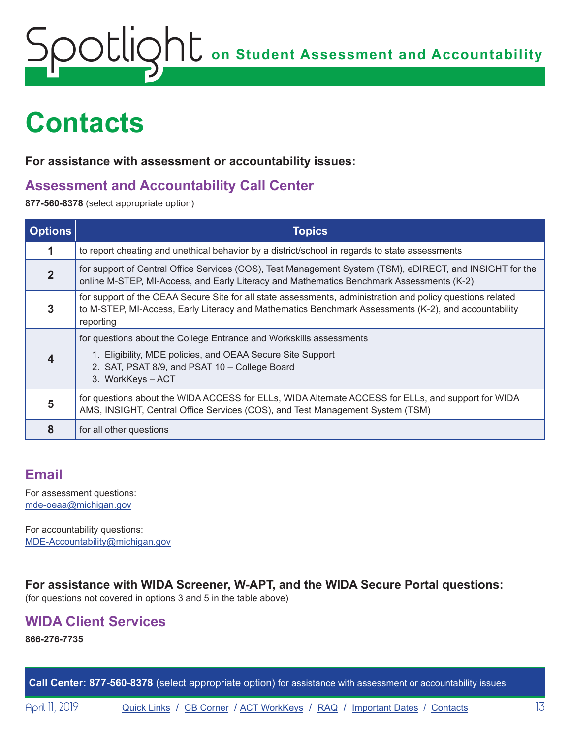# Contacts

**For assistance with assessment or accountability issues:**

## Assessment and Accountability Call Center

**877-560-8378** (select appropriate option)

| Options | Topics |
|---|---|
| **1** | to report cheating and unethical behavior by a district/school in regards to state assessments |
| **2** | for support of Central Office Services (COS), Test Management System (TSM), eDIRECT, and INSIGHT for the online M-STEP, MI-Access, and Early Literacy and Mathematics Benchmark Assessments (K-2) |
| **3** | for support of the OEAA Secure Site for all state assessments, administration and policy questions related to M-STEP, MI-Access, Early Literacy and Mathematics Benchmark Assessments (K-2), and accountability reporting |
| **4** | for questions about the College Entrance and Workskills assessments<br>1. Eligibility, MDE policies, and OEAA Secure Site Support<br>2. SAT, PSAT 8/9, and PSAT 10 – College Board<br>3. WorkKeys – ACT |
| **5** | for questions about the WIDA ACCESS for ELLs, WIDA Alternate ACCESS for ELLs, and support for WIDA AMS, INSIGHT, Central Office Services (COS), and Test Management System (TSM) |
| **8** | for all other questions |

## Email

For assessment questions:
mde-oeaa@michigan.gov

For accountability questions:
MDE-Accountability@michigan.gov

**For assistance with WIDA Screener, W-APT, and the WIDA Secure Portal questions:**
(for questions not covered in options 3 and 5 in the table above)

## WIDA Client Services

**866-276-7735**

**Call Center: 877-560-8378** (select appropriate option) for assistance with assessment or accountability issues